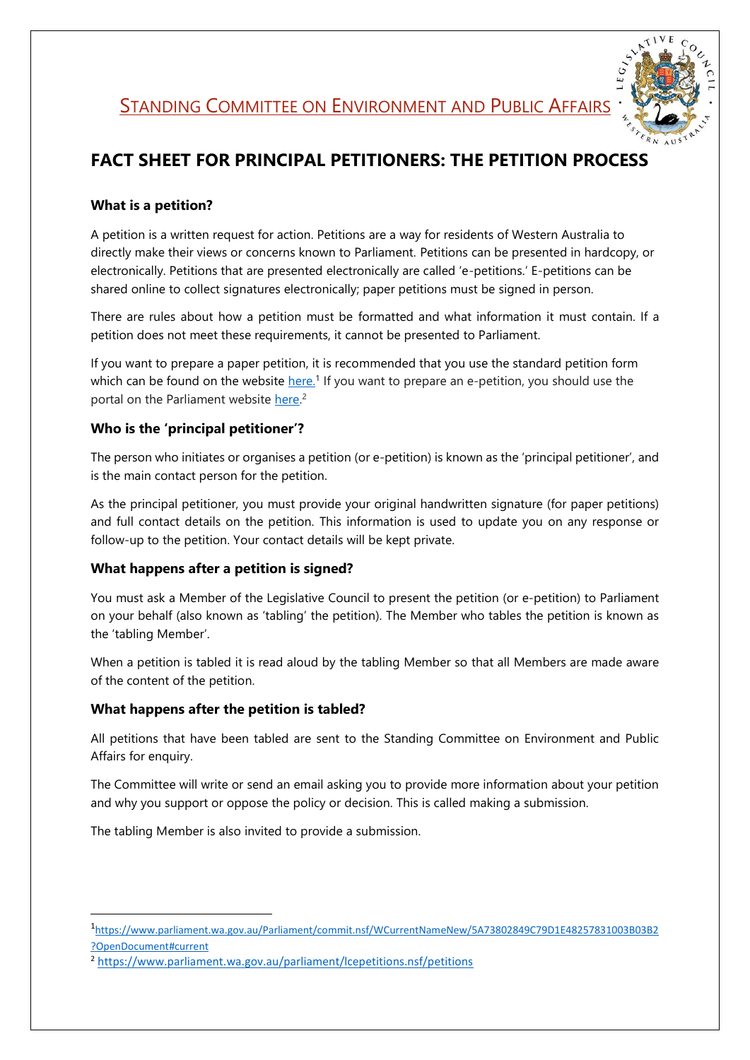STANDING COMMITTEE ON ENVIRONMENT AND PUBLIC AFFAIRS

# FACT SHEET FOR PRINCIPAL PETITIONERS: THE PETITION PROCESS

## What is a petition?

A petition is a written request for action. Petitions are a way for residents of Western Australia to directly make their views or concerns known to Parliament. Petitions can be presented in hardcopy, or electronically. Petitions that are presented electronically are called 'e-petitions.' E-petitions can be shared online to collect signatures electronically; paper petitions must be signed in person.

There are rules about how a petition must be formatted and what information it must contain. If a petition does not meet these requirements, it cannot be presented to Parliament.

If you want to prepare a paper petition, it is recommended that you use the standard petition form which can be found on the website here.[1] If you want to prepare an e-petition, you should use the portal on the Parliament website here.[2]

## Who is the 'principal petitioner'?

The person who initiates or organises a petition (or e-petition) is known as the 'principal petitioner', and is the main contact person for the petition.

As the principal petitioner, you must provide your original handwritten signature (for paper petitions) and full contact details on the petition. This information is used to update you on any response or follow-up to the petition. Your contact details will be kept private.

## What happens after a petition is signed?

You must ask a Member of the Legislative Council to present the petition (or e-petition) to Parliament on your behalf (also known as 'tabling' the petition). The Member who tables the petition is known as the 'tabling Member'.

When a petition is tabled it is read aloud by the tabling Member so that all Members are made aware of the content of the petition.

## What happens after the petition is tabled?

All petitions that have been tabled are sent to the Standing Committee on Environment and Public Affairs for enquiry.

The Committee will write or send an email asking you to provide more information about your petition and why you support or oppose the policy or decision. This is called making a submission.

The tabling Member is also invited to provide a submission.

---

[1] https://www.parliament.wa.gov.au/Parliament/commit.nsf/WCurrentNameNew/5A73802849C79D1E48257831003B03B2?OpenDocument#current

[2] https://www.parliament.wa.gov.au/parliament/lcepetitions.nsf/petitions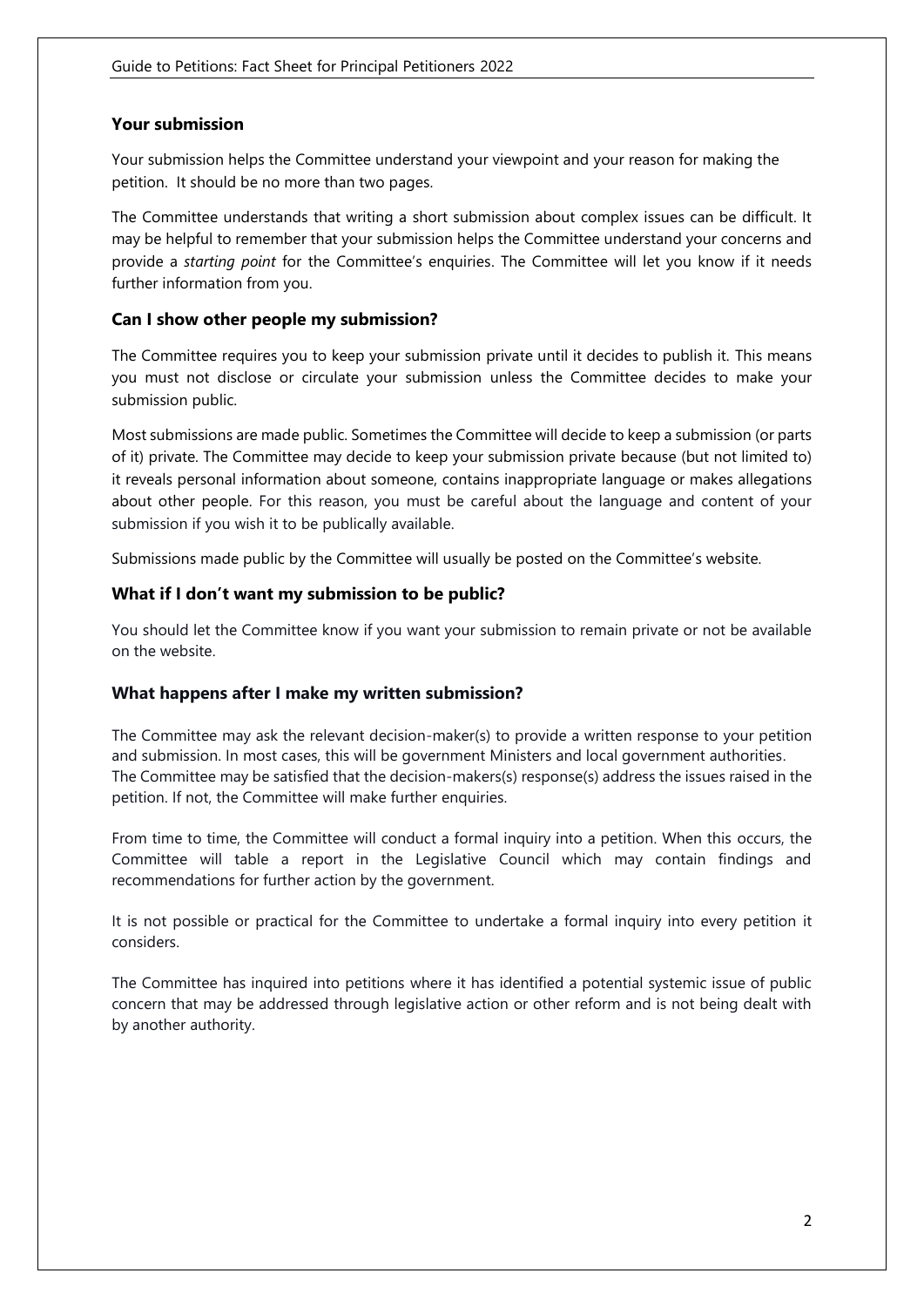### Your submission

Your submission helps the Committee understand your viewpoint and your reason for making the petition. It should be no more than two pages.

The Committee understands that writing a short submission about complex issues can be difficult. It may be helpful to remember that your submission helps the Committee understand your concerns and provide a *starting point* for the Committee's enquiries. The Committee will let you know if it needs further information from you.

### Can I show other people my submission?

The Committee requires you to keep your submission private until it decides to publish it. This means you must not disclose or circulate your submission unless the Committee decides to make your submission public.

Most submissions are made public. Sometimes the Committee will decide to keep a submission (or parts of it) private. The Committee may decide to keep your submission private because (but not limited to) it reveals personal information about someone, contains inappropriate language or makes allegations about other people. For this reason, you must be careful about the language and content of your submission if you wish it to be publically available.

Submissions made public by the Committee will usually be posted on the Committee's website.

### What if I don't want my submission to be public?

You should let the Committee know if you want your submission to remain private or not be available on the website.

### What happens after I make my written submission?

The Committee may ask the relevant decision-maker(s) to provide a written response to your petition and submission. In most cases, this will be government Ministers and local government authorities. The Committee may be satisfied that the decision-makers(s) response(s) address the issues raised in the petition. If not, the Committee will make further enquiries.

From time to time, the Committee will conduct a formal inquiry into a petition. When this occurs, the Committee will table a report in the Legislative Council which may contain findings and recommendations for further action by the government.

It is not possible or practical for the Committee to undertake a formal inquiry into every petition it considers.

The Committee has inquired into petitions where it has identified a potential systemic issue of public concern that may be addressed through legislative action or other reform and is not being dealt with by another authority.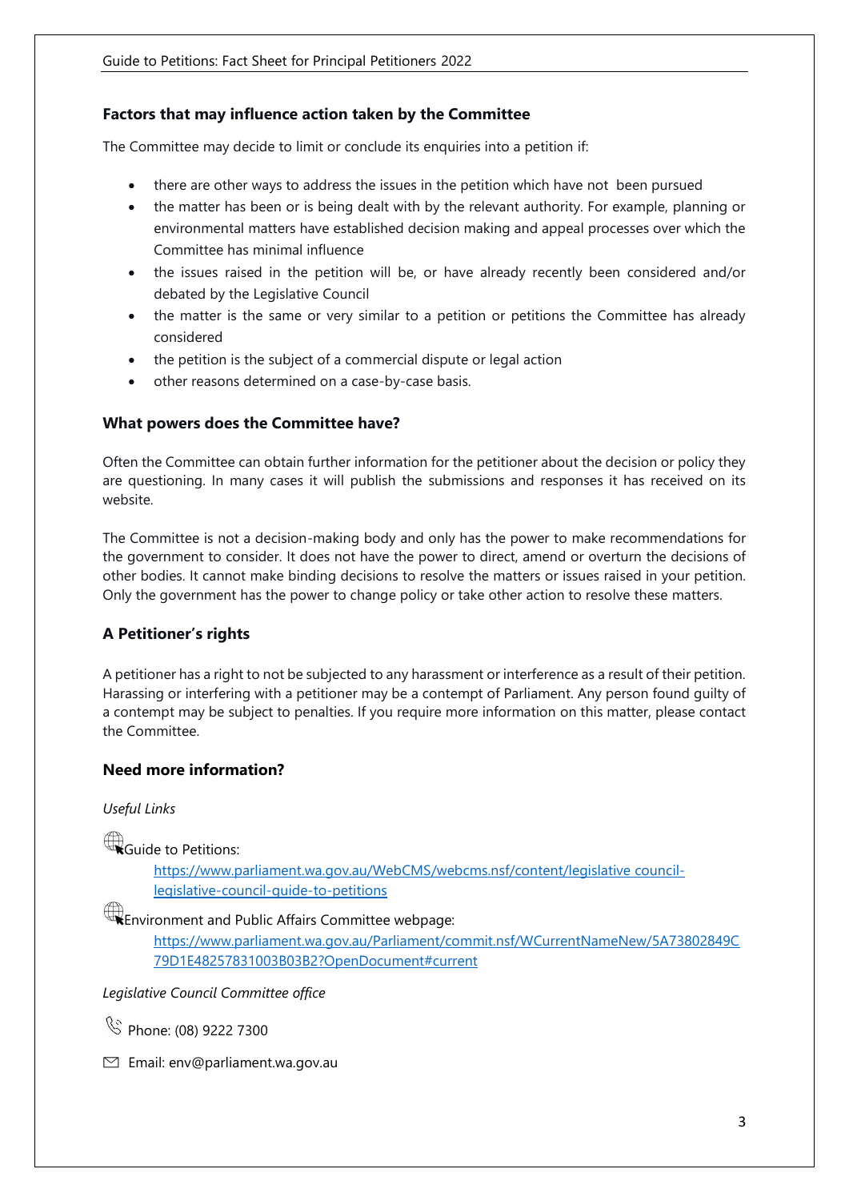### Factors that may influence action taken by the Committee

The Committee may decide to limit or conclude its enquiries into a petition if:

- there are other ways to address the issues in the petition which have not been pursued
- the matter has been or is being dealt with by the relevant authority. For example, planning or environmental matters have established decision making and appeal processes over which the Committee has minimal influence
- the issues raised in the petition will be, or have already recently been considered and/or debated by the Legislative Council
- the matter is the same or very similar to a petition or petitions the Committee has already considered
- the petition is the subject of a commercial dispute or legal action
- other reasons determined on a case-by-case basis.

### What powers does the Committee have?

Often the Committee can obtain further information for the petitioner about the decision or policy they are questioning. In many cases it will publish the submissions and responses it has received on its website.

The Committee is not a decision-making body and only has the power to make recommendations for the government to consider. It does not have the power to direct, amend or overturn the decisions of other bodies. It cannot make binding decisions to resolve the matters or issues raised in your petition. Only the government has the power to change policy or take other action to resolve these matters.

### A Petitioner's rights

A petitioner has a right to not be subjected to any harassment or interference as a result of their petition. Harassing or interfering with a petitioner may be a contempt of Parliament. Any person found guilty of a contempt may be subject to penalties. If you require more information on this matter, please contact the Committee.

### Need more information?

*Useful Links*

Guide to Petitions:
[https://www.parliament.wa.gov.au/WebCMS/webcms.nsf/content/legislative council-legislative-council-guide-to-petitions](https://www.parliament.wa.gov.au/WebCMS/webcms.nsf/content/legislative council-legislative-council-guide-to-petitions)

Environment and Public Affairs Committee webpage:
[https://www.parliament.wa.gov.au/Parliament/commit.nsf/WCurrentNameNew/5A73802849C79D1E48257831003B03B2?OpenDocument#current](https://www.parliament.wa.gov.au/Parliament/commit.nsf/WCurrentNameNew/5A73802849C79D1E48257831003B03B2?OpenDocument#current)

*Legislative Council Committee office*

Phone: (08) 9222 7300

Email: env@parliament.wa.gov.au